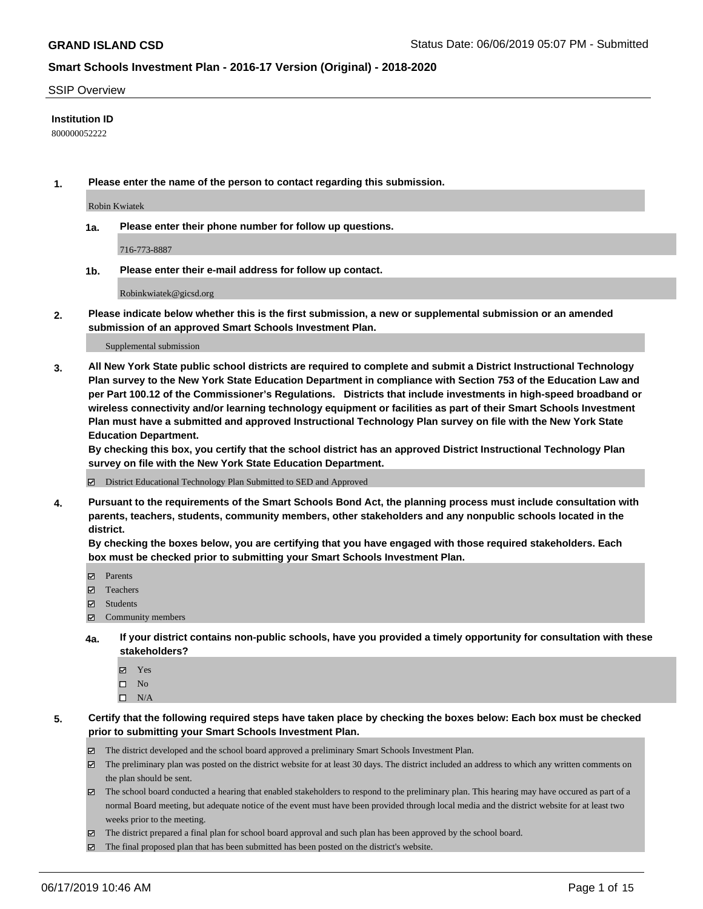**GRAND ISLAND CSD**

Status Date: 06/06/2019 05:07 PM - Submitted

**Smart Schools Investment Plan - 2016-17 Version (Original) - 2018-2020**

SSIP Overview

**Institution ID**

800000052222

**1. Please enter the name of the person to contact regarding this submission.**

Robin Kwiatek

**1a. Please enter their phone number for follow up questions.**

716-773-8887

**1b. Please enter their e-mail address for follow up contact.**

Robinkwiatek@gicsd.org

**2. Please indicate below whether this is the first submission, a new or supplemental submission or an amended submission of an approved Smart Schools Investment Plan.**

Supplemental submission

**3. All New York State public school districts are required to complete and submit a District Instructional Technology Plan survey to the New York State Education Department in compliance with Section 753 of the Education Law and per Part 100.12 of the Commissioner's Regulations. Districts that include investments in high-speed broadband or wireless connectivity and/or learning technology equipment or facilities as part of their Smart Schools Investment Plan must have a submitted and approved Instructional Technology Plan survey on file with the New York State Education Department.**
**By checking this box, you certify that the school district has an approved District Instructional Technology Plan survey on file with the New York State Education Department.**

☑ District Educational Technology Plan Submitted to SED and Approved

**4. Pursuant to the requirements of the Smart Schools Bond Act, the planning process must include consultation with parents, teachers, students, community members, other stakeholders and any nonpublic schools located in the district.**
**By checking the boxes below, you are certifying that you have engaged with those required stakeholders. Each box must be checked prior to submitting your Smart Schools Investment Plan.**

☑ Parents
☑ Teachers
☑ Students
☑ Community members

**4a. If your district contains non-public schools, have you provided a timely opportunity for consultation with these stakeholders?**

☑ Yes
☐ No
☐ N/A

**5. Certify that the following required steps have taken place by checking the boxes below: Each box must be checked prior to submitting your Smart Schools Investment Plan.**

☑ The district developed and the school board approved a preliminary Smart Schools Investment Plan.
☑ The preliminary plan was posted on the district website for at least 30 days. The district included an address to which any written comments on the plan should be sent.
☑ The school board conducted a hearing that enabled stakeholders to respond to the preliminary plan. This hearing may have occured as part of a normal Board meeting, but adequate notice of the event must have been provided through local media and the district website for at least two weeks prior to the meeting.
☑ The district prepared a final plan for school board approval and such plan has been approved by the school board.
☑ The final proposed plan that has been submitted has been posted on the district's website.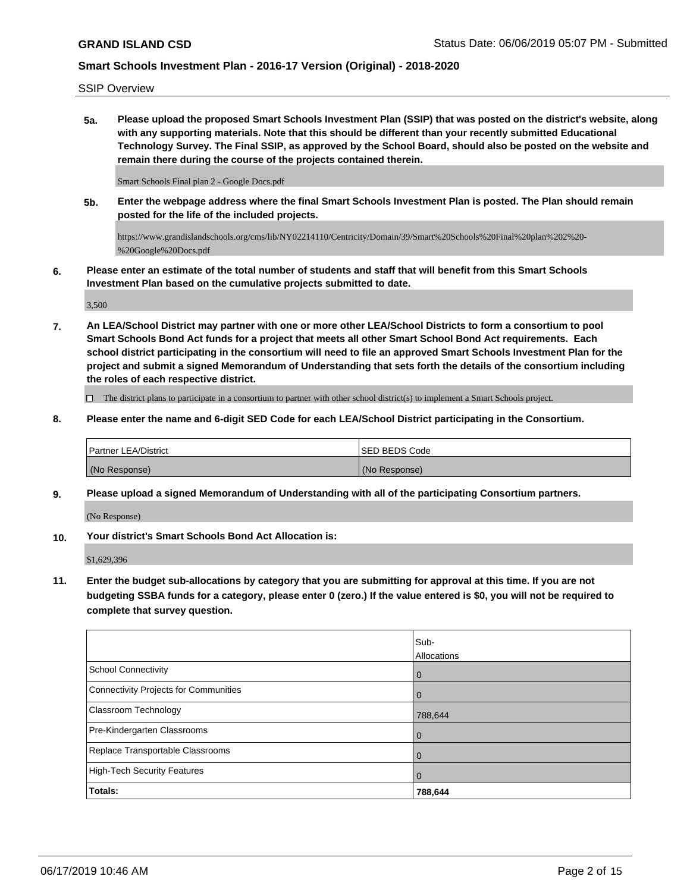SSIP Overview

**5a. Please upload the proposed Smart Schools Investment Plan (SSIP) that was posted on the district's website, along with any supporting materials. Note that this should be different than your recently submitted Educational Technology Survey. The Final SSIP, as approved by the School Board, should also be posted on the website and remain there during the course of the projects contained therein.**

Smart Schools Final plan 2 - Google Docs.pdf

**5b. Enter the webpage address where the final Smart Schools Investment Plan is posted. The Plan should remain posted for the life of the included projects.**

https://www.grandislandschools.org/cms/lib/NY02214110/Centricity/Domain/39/Smart%20Schools%20Final%20plan%202%20-%20Google%20Docs.pdf

**6. Please enter an estimate of the total number of students and staff that will benefit from this Smart Schools Investment Plan based on the cumulative projects submitted to date.**

3,500

**7. An LEA/School District may partner with one or more other LEA/School Districts to form a consortium to pool Smart Schools Bond Act funds for a project that meets all other Smart School Bond Act requirements. Each school district participating in the consortium will need to file an approved Smart Schools Investment Plan for the project and submit a signed Memorandum of Understanding that sets forth the details of the consortium including the roles of each respective district.**

☐ The district plans to participate in a consortium to partner with other school district(s) to implement a Smart Schools project.

**8. Please enter the name and 6-digit SED Code for each LEA/School District participating in the Consortium.**

| Partner LEA/District | SED BEDS Code |
| --- | --- |
| (No Response) | (No Response) |

**9. Please upload a signed Memorandum of Understanding with all of the participating Consortium partners.**

(No Response)

**10. Your district's Smart Schools Bond Act Allocation is:**

$1,629,396

**11. Enter the budget sub-allocations by category that you are submitting for approval at this time. If you are not budgeting SSBA funds for a category, please enter 0 (zero.) If the value entered is $0, you will not be required to complete that survey question.**

| | Sub-Allocations |
| --- | --- |
| School Connectivity | 0 |
| Connectivity Projects for Communities | 0 |
| Classroom Technology | 788,644 |
| Pre-Kindergarten Classrooms | 0 |
| Replace Transportable Classrooms | 0 |
| High-Tech Security Features | 0 |
| **Totals:** | **788,644** |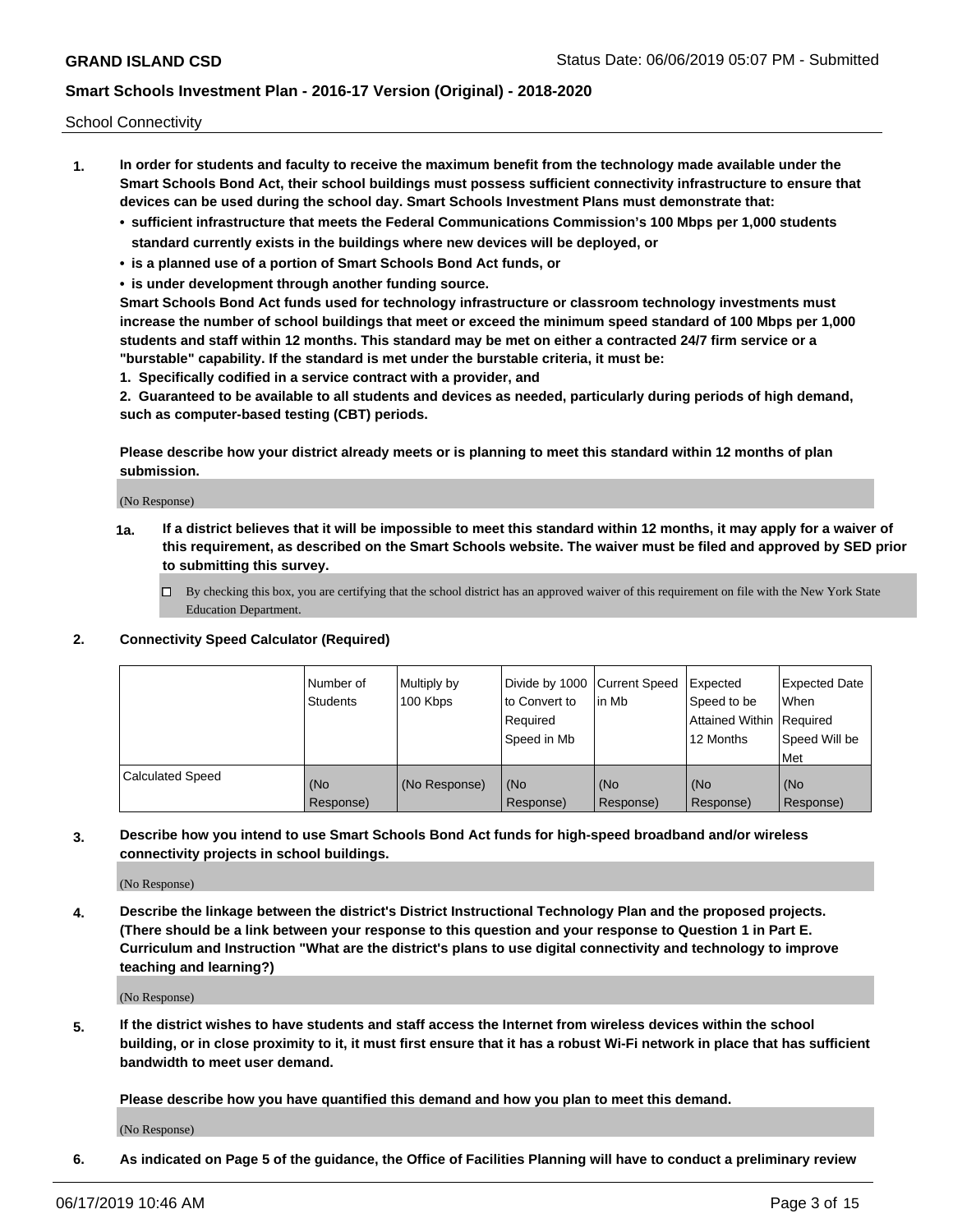School Connectivity

1. **In order for students and faculty to receive the maximum benefit from the technology made available under the Smart Schools Bond Act, their school buildings must possess sufficient connectivity infrastructure to ensure that devices can be used during the school day. Smart Schools Investment Plans must demonstrate that:**
   - **sufficient infrastructure that meets the Federal Communications Commission's 100 Mbps per 1,000 students standard currently exists in the buildings where new devices will be deployed, or**
   - **is a planned use of a portion of Smart Schools Bond Act funds, or**
   - **is under development through another funding source.**

   **Smart Schools Bond Act funds used for technology infrastructure or classroom technology investments must increase the number of school buildings that meet or exceed the minimum speed standard of 100 Mbps per 1,000 students and staff within 12 months. This standard may be met on either a contracted 24/7 firm service or a "burstable" capability. If the standard is met under the burstable criteria, it must be:**

   **1. Specifically codified in a service contract with a provider, and**

   **2. Guaranteed to be available to all students and devices as needed, particularly during periods of high demand, such as computer-based testing (CBT) periods.**

   **Please describe how your district already meets or is planning to meet this standard within 12 months of plan submission.**

   (No Response)

   **1a. If a district believes that it will be impossible to meet this standard within 12 months, it may apply for a waiver of this requirement, as described on the Smart Schools website. The waiver must be filed and approved by SED prior to submitting this survey.**

   ☐ By checking this box, you are certifying that the school district has an approved waiver of this requirement on file with the New York State Education Department.

2. **Connectivity Speed Calculator (Required)**

| | Number of Students | Multiply by 100 Kbps | Divide by 1000 to Convert to Required Speed in Mb | Current Speed in Mb | Expected Speed to be Attained Within 12 Months | Expected Date When Required Speed Will be Met |
|---|---|---|---|---|---|---|
| Calculated Speed | (No Response) | (No Response) | (No Response) | (No Response) | (No Response) | (No Response) |

3. **Describe how you intend to use Smart Schools Bond Act funds for high-speed broadband and/or wireless connectivity projects in school buildings.**

   (No Response)

4. **Describe the linkage between the district's District Instructional Technology Plan and the proposed projects. (There should be a link between your response to this question and your response to Question 1 in Part E. Curriculum and Instruction "What are the district's plans to use digital connectivity and technology to improve teaching and learning?)**

   (No Response)

5. **If the district wishes to have students and staff access the Internet from wireless devices within the school building, or in close proximity to it, it must first ensure that it has a robust Wi-Fi network in place that has sufficient bandwidth to meet user demand.**

   **Please describe how you have quantified this demand and how you plan to meet this demand.**

   (No Response)

6. **As indicated on Page 5 of the guidance, the Office of Facilities Planning will have to conduct a preliminary review**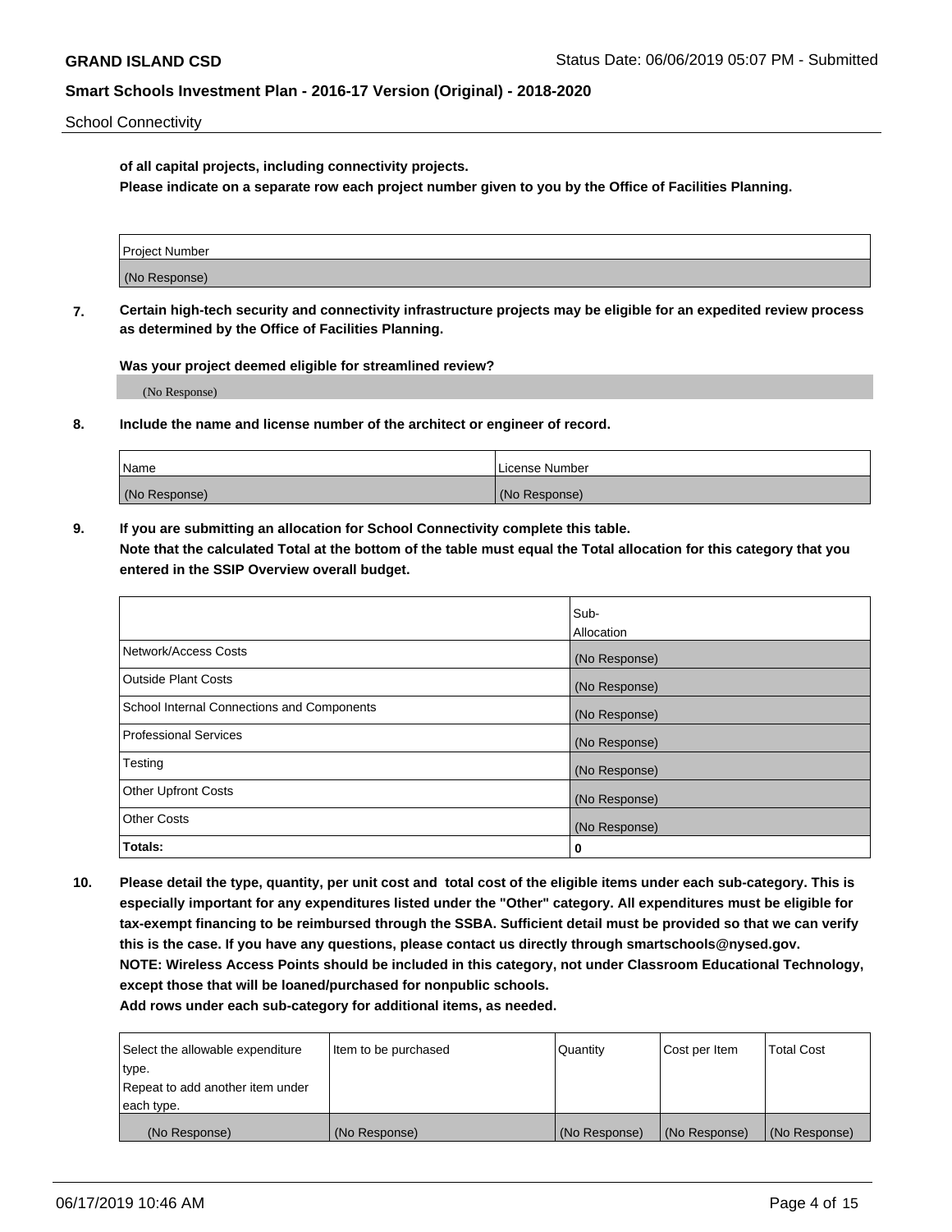**of all capital projects, including connectivity projects.**
**Please indicate on a separate row each project number given to you by the Office of Facilities Planning.**

| Project Number |
| --- |
| (No Response) |

**7. Certain high-tech security and connectivity infrastructure projects may be eligible for an expedited review process as determined by the Office of Facilities Planning.**

**Was your project deemed eligible for streamlined review?**

(No Response)

**8. Include the name and license number of the architect or engineer of record.**

| Name | License Number |
| --- | --- |
| (No Response) | (No Response) |

**9. If you are submitting an allocation for School Connectivity complete this table.**
**Note that the calculated Total at the bottom of the table must equal the Total allocation for this category that you entered in the SSIP Overview overall budget.**

| | Sub-Allocation |
| --- | --- |
| Network/Access Costs | (No Response) |
| Outside Plant Costs | (No Response) |
| School Internal Connections and Components | (No Response) |
| Professional Services | (No Response) |
| Testing | (No Response) |
| Other Upfront Costs | (No Response) |
| Other Costs | (No Response) |
| **Totals:** | **0** |

**10. Please detail the type, quantity, per unit cost and total cost of the eligible items under each sub-category. This is especially important for any expenditures listed under the "Other" category. All expenditures must be eligible for tax-exempt financing to be reimbursed through the SSBA. Sufficient detail must be provided so that we can verify this is the case. If you have any questions, please contact us directly through smartschools@nysed.gov.**
**NOTE: Wireless Access Points should be included in this category, not under Classroom Educational Technology, except those that will be loaned/purchased for nonpublic schools.**
**Add rows under each sub-category for additional items, as needed.**

| Select the allowable expenditure type. Repeat to add another item under each type. | Item to be purchased | Quantity | Cost per Item | Total Cost |
| --- | --- | --- | --- | --- |
| (No Response) | (No Response) | (No Response) | (No Response) | (No Response) |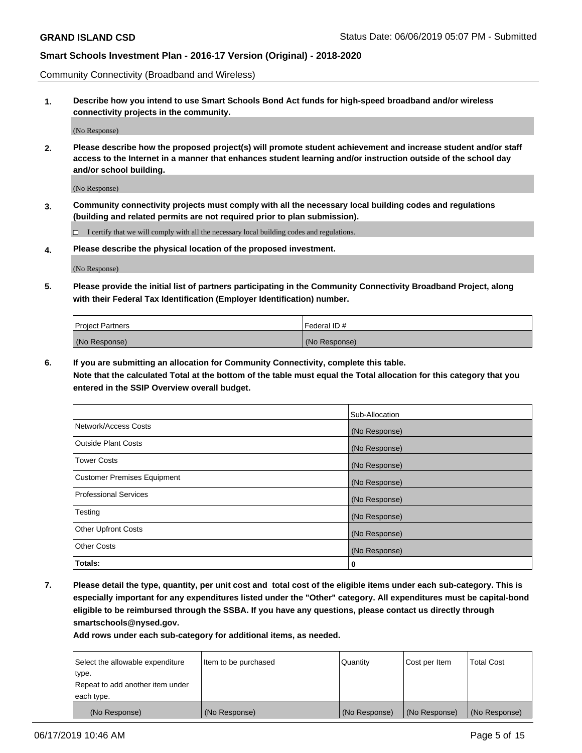Community Connectivity (Broadband and Wireless)

**1. Describe how you intend to use Smart Schools Bond Act funds for high-speed broadband and/or wireless connectivity projects in the community.**

(No Response)

**2. Please describe how the proposed project(s) will promote student achievement and increase student and/or staff access to the Internet in a manner that enhances student learning and/or instruction outside of the school day and/or school building.**

(No Response)

**3. Community connectivity projects must comply with all the necessary local building codes and regulations (building and related permits are not required prior to plan submission).**

☐ I certify that we will comply with all the necessary local building codes and regulations.

**4. Please describe the physical location of the proposed investment.**

(No Response)

**5. Please provide the initial list of partners participating in the Community Connectivity Broadband Project, along with their Federal Tax Identification (Employer Identification) number.**

| Project Partners | Federal ID # |
|---|---|
| (No Response) | (No Response) |

**6. If you are submitting an allocation for Community Connectivity, complete this table. Note that the calculated Total at the bottom of the table must equal the Total allocation for this category that you entered in the SSIP Overview overall budget.**

| | Sub-Allocation |
|---|---|
| Network/Access Costs | (No Response) |
| Outside Plant Costs | (No Response) |
| Tower Costs | (No Response) |
| Customer Premises Equipment | (No Response) |
| Professional Services | (No Response) |
| Testing | (No Response) |
| Other Upfront Costs | (No Response) |
| Other Costs | (No Response) |
| **Totals:** | **0** |

**7. Please detail the type, quantity, per unit cost and total cost of the eligible items under each sub-category. This is especially important for any expenditures listed under the "Other" category. All expenditures must be capital-bond eligible to be reimbursed through the SSBA. If you have any questions, please contact us directly through smartschools@nysed.gov.**

**Add rows under each sub-category for additional items, as needed.**

| Select the allowable expenditure type. Repeat to add another item under each type. | Item to be purchased | Quantity | Cost per Item | Total Cost |
|---|---|---|---|---|
| (No Response) | (No Response) | (No Response) | (No Response) | (No Response) |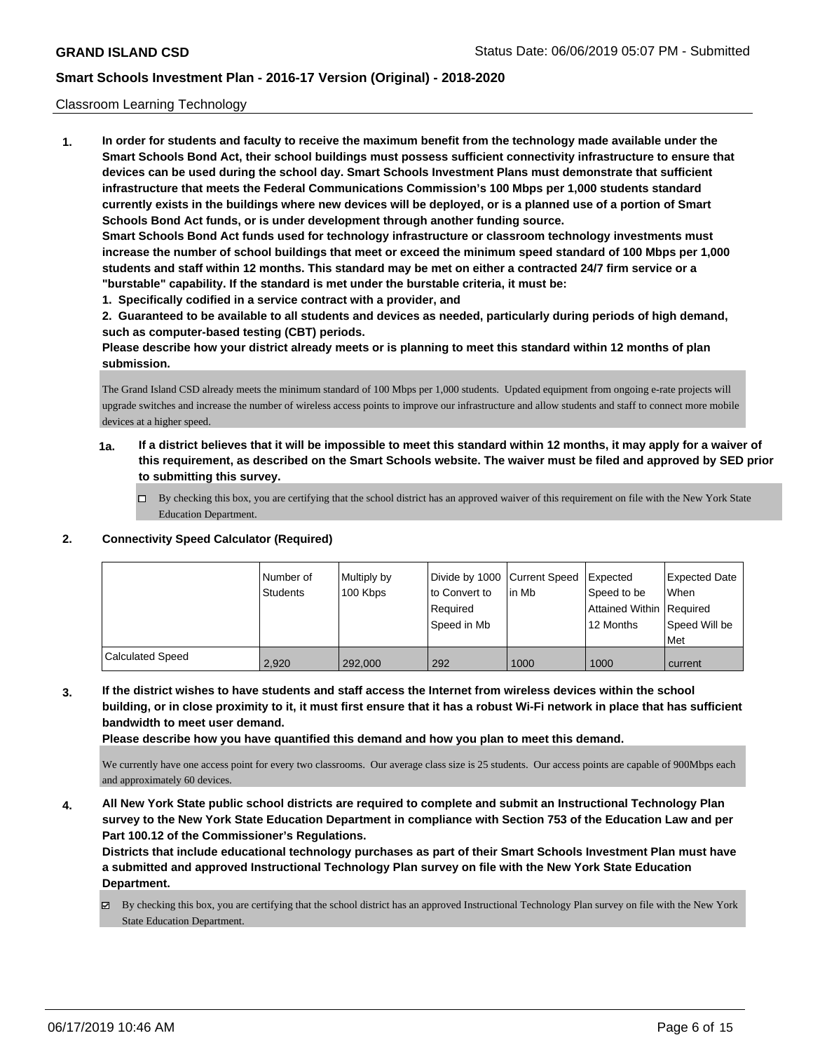Classroom Learning Technology

1. **In order for students and faculty to receive the maximum benefit from the technology made available under the Smart Schools Bond Act, their school buildings must possess sufficient connectivity infrastructure to ensure that devices can be used during the school day. Smart Schools Investment Plans must demonstrate that sufficient infrastructure that meets the Federal Communications Commission's 100 Mbps per 1,000 students standard currently exists in the buildings where new devices will be deployed, or is a planned use of a portion of Smart Schools Bond Act funds, or is under development through another funding source.**

   **Smart Schools Bond Act funds used for technology infrastructure or classroom technology investments must increase the number of school buildings that meet or exceed the minimum speed standard of 100 Mbps per 1,000 students and staff within 12 months. This standard may be met on either a contracted 24/7 firm service or a "burstable" capability. If the standard is met under the burstable criteria, it must be:**

   **1. Specifically codified in a service contract with a provider, and**

   **2. Guaranteed to be available to all students and devices as needed, particularly during periods of high demand, such as computer-based testing (CBT) periods.**

   **Please describe how your district already meets or is planning to meet this standard within 12 months of plan submission.**

   The Grand Island CSD already meets the minimum standard of 100 Mbps per 1,000 students. Updated equipment from ongoing e-rate projects will upgrade switches and increase the number of wireless access points to improve our infrastructure and allow students and staff to connect more mobile devices at a higher speed.

   **1a. If a district believes that it will be impossible to meet this standard within 12 months, it may apply for a waiver of this requirement, as described on the Smart Schools website. The waiver must be filed and approved by SED prior to submitting this survey.**

   ☐ By checking this box, you are certifying that the school district has an approved waiver of this requirement on file with the New York State Education Department.

2. **Connectivity Speed Calculator (Required)**

| | Number of Students | Multiply by 100 Kbps | Divide by 1000 to Convert to Required Speed in Mb | Current Speed in Mb | Expected Speed to be Attained Within 12 Months | Expected Date When Required Speed Will be Met |
|---|---|---|---|---|---|---|
| Calculated Speed | 2,920 | 292,000 | 292 | 1000 | 1000 | current |

3. **If the district wishes to have students and staff access the Internet from wireless devices within the school building, or in close proximity to it, it must first ensure that it has a robust Wi-Fi network in place that has sufficient bandwidth to meet user demand.**

   **Please describe how you have quantified this demand and how you plan to meet this demand.**

   We currently have one access point for every two classrooms. Our average class size is 25 students. Our access points are capable of 900Mbps each and approximately 60 devices.

4. **All New York State public school districts are required to complete and submit an Instructional Technology Plan survey to the New York State Education Department in compliance with Section 753 of the Education Law and per Part 100.12 of the Commissioner's Regulations.**

   **Districts that include educational technology purchases as part of their Smart Schools Investment Plan must have a submitted and approved Instructional Technology Plan survey on file with the New York State Education Department.**

   ☑ By checking this box, you are certifying that the school district has an approved Instructional Technology Plan survey on file with the New York State Education Department.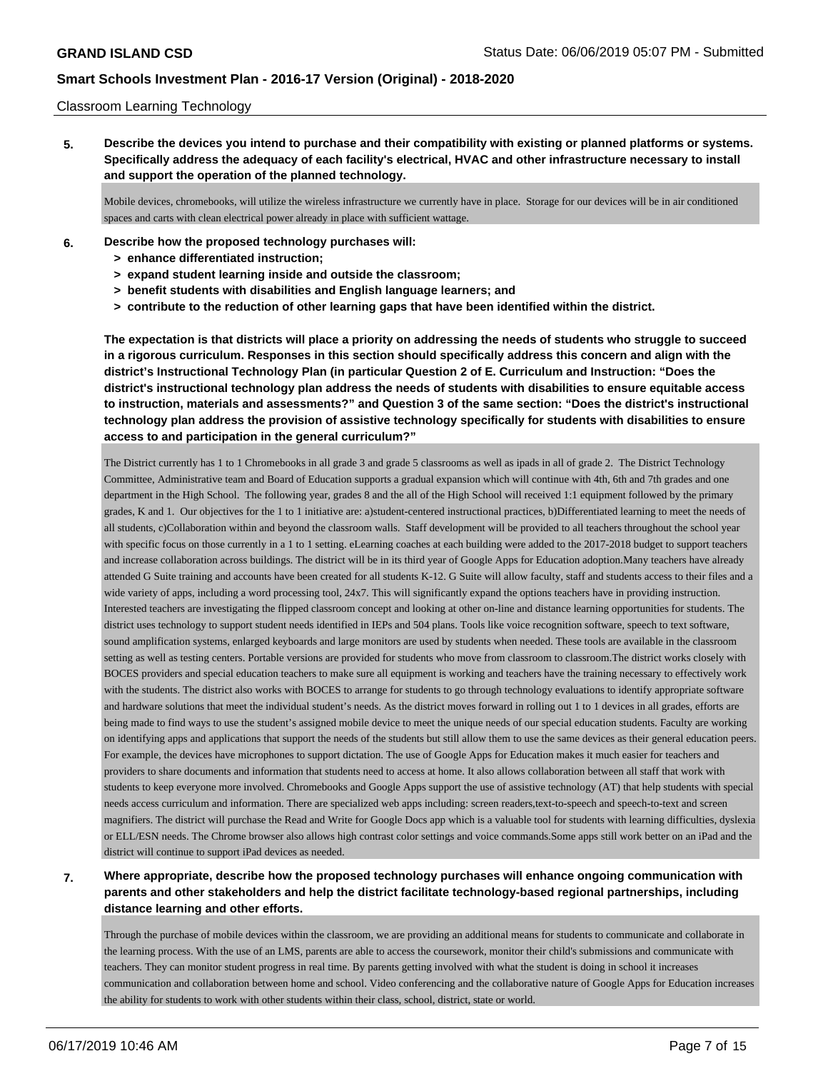Classroom Learning Technology

**5. Describe the devices you intend to purchase and their compatibility with existing or planned platforms or systems. Specifically address the adequacy of each facility's electrical, HVAC and other infrastructure necessary to install and support the operation of the planned technology.**

Mobile devices, chromebooks, will utilize the wireless infrastructure we currently have in place. Storage for our devices will be in air conditioned spaces and carts with clean electrical power already in place with sufficient wattage.

**6. Describe how the proposed technology purchases will:**
- **> enhance differentiated instruction;**
- **> expand student learning inside and outside the classroom;**
- **> benefit students with disabilities and English language learners; and**
- **> contribute to the reduction of other learning gaps that have been identified within the district.**

**The expectation is that districts will place a priority on addressing the needs of students who struggle to succeed in a rigorous curriculum. Responses in this section should specifically address this concern and align with the district's Instructional Technology Plan (in particular Question 2 of E. Curriculum and Instruction: "Does the district's instructional technology plan address the needs of students with disabilities to ensure equitable access to instruction, materials and assessments?" and Question 3 of the same section: "Does the district's instructional technology plan address the provision of assistive technology specifically for students with disabilities to ensure access to and participation in the general curriculum?"**

The District currently has 1 to 1 Chromebooks in all grade 3 and grade 5 classrooms as well as ipads in all of grade 2. The District Technology Committee, Administrative team and Board of Education supports a gradual expansion which will continue with 4th, 6th and 7th grades and one department in the High School. The following year, grades 8 and the all of the High School will received 1:1 equipment followed by the primary grades, K and 1. Our objectives for the 1 to 1 initiative are: a)student-centered instructional practices, b)Differentiated learning to meet the needs of all students, c)Collaboration within and beyond the classroom walls. Staff development will be provided to all teachers throughout the school year with specific focus on those currently in a 1 to 1 setting. eLearning coaches at each building were added to the 2017-2018 budget to support teachers and increase collaboration across buildings. The district will be in its third year of Google Apps for Education adoption.Many teachers have already attended G Suite training and accounts have been created for all students K-12. G Suite will allow faculty, staff and students access to their files and a wide variety of apps, including a word processing tool, 24x7. This will significantly expand the options teachers have in providing instruction. Interested teachers are investigating the flipped classroom concept and looking at other on-line and distance learning opportunities for students. The district uses technology to support student needs identified in IEPs and 504 plans. Tools like voice recognition software, speech to text software, sound amplification systems, enlarged keyboards and large monitors are used by students when needed. These tools are available in the classroom setting as well as testing centers. Portable versions are provided for students who move from classroom to classroom.The district works closely with BOCES providers and special education teachers to make sure all equipment is working and teachers have the training necessary to effectively work with the students. The district also works with BOCES to arrange for students to go through technology evaluations to identify appropriate software and hardware solutions that meet the individual student's needs. As the district moves forward in rolling out 1 to 1 devices in all grades, efforts are being made to find ways to use the student's assigned mobile device to meet the unique needs of our special education students. Faculty are working on identifying apps and applications that support the needs of the students but still allow them to use the same devices as their general education peers. For example, the devices have microphones to support dictation. The use of Google Apps for Education makes it much easier for teachers and providers to share documents and information that students need to access at home. It also allows collaboration between all staff that work with students to keep everyone more involved. Chromebooks and Google Apps support the use of assistive technology (AT) that help students with special needs access curriculum and information. There are specialized web apps including: screen readers,text-to-speech and speech-to-text and screen magnifiers. The district will purchase the Read and Write for Google Docs app which is a valuable tool for students with learning difficulties, dyslexia or ELL/ESN needs. The Chrome browser also allows high contrast color settings and voice commands.Some apps still work better on an iPad and the district will continue to support iPad devices as needed.

**7. Where appropriate, describe how the proposed technology purchases will enhance ongoing communication with parents and other stakeholders and help the district facilitate technology-based regional partnerships, including distance learning and other efforts.**

Through the purchase of mobile devices within the classroom, we are providing an additional means for students to communicate and collaborate in the learning process. With the use of an LMS, parents are able to access the coursework, monitor their child's submissions and communicate with teachers. They can monitor student progress in real time. By parents getting involved with what the student is doing in school it increases communication and collaboration between home and school. Video conferencing and the collaborative nature of Google Apps for Education increases the ability for students to work with other students within their class, school, district, state or world.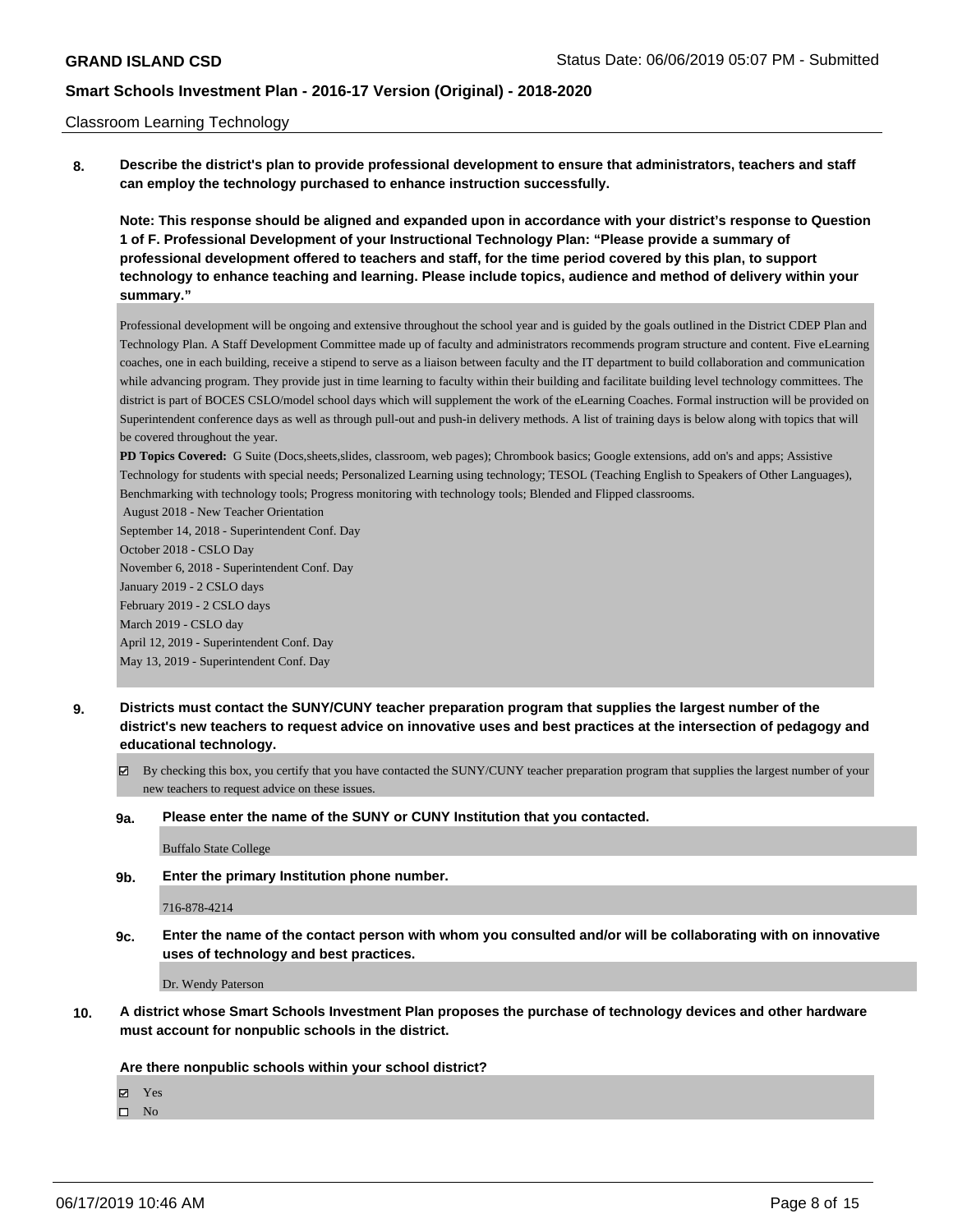Classroom Learning Technology

**8. Describe the district's plan to provide professional development to ensure that administrators, teachers and staff can employ the technology purchased to enhance instruction successfully.**

**Note: This response should be aligned and expanded upon in accordance with your district's response to Question 1 of F. Professional Development of your Instructional Technology Plan: "Please provide a summary of professional development offered to teachers and staff, for the time period covered by this plan, to support technology to enhance teaching and learning. Please include topics, audience and method of delivery within your summary."**

Professional development will be ongoing and extensive throughout the school year and is guided by the goals outlined in the District CDEP Plan and Technology Plan. A Staff Development Committee made up of faculty and administrators recommends program structure and content. Five eLearning coaches, one in each building, receive a stipend to serve as a liaison between faculty and the IT department to build collaboration and communication while advancing program. They provide just in time learning to faculty within their building and facilitate building level technology committees. The district is part of BOCES CSLO/model school days which will supplement the work of the eLearning Coaches. Formal instruction will be provided on Superintendent conference days as well as through pull-out and push-in delivery methods. A list of training days is below along with topics that will be covered throughout the year.

**PD Topics Covered:** G Suite (Docs,sheets,slides, classroom, web pages); Chromebook basics; Google extensions, add on's and apps; Assistive Technology for students with special needs; Personalized Learning using technology; TESOL (Teaching English to Speakers of Other Languages), Benchmarking with technology tools; Progress monitoring with technology tools; Blended and Flipped classrooms.

August 2018 - New Teacher Orientation
September 14, 2018 - Superintendent Conf. Day
October 2018 - CSLO Day
November 6, 2018 - Superintendent Conf. Day
January 2019 - 2 CSLO days
February 2019 - 2 CSLO days
March 2019 - CSLO day
April 12, 2019 - Superintendent Conf. Day
May 13, 2019 - Superintendent Conf. Day

**9. Districts must contact the SUNY/CUNY teacher preparation program that supplies the largest number of the district's new teachers to request advice on innovative uses and best practices at the intersection of pedagogy and educational technology.**

☑ By checking this box, you certify that you have contacted the SUNY/CUNY teacher preparation program that supplies the largest number of your new teachers to request advice on these issues.

**9a. Please enter the name of the SUNY or CUNY Institution that you contacted.**

Buffalo State College

**9b. Enter the primary Institution phone number.**

716-878-4214

**9c. Enter the name of the contact person with whom you consulted and/or will be collaborating with on innovative uses of technology and best practices.**

Dr. Wendy Paterson

**10. A district whose Smart Schools Investment Plan proposes the purchase of technology devices and other hardware must account for nonpublic schools in the district.**

**Are there nonpublic schools within your school district?**

☑ Yes
☐ No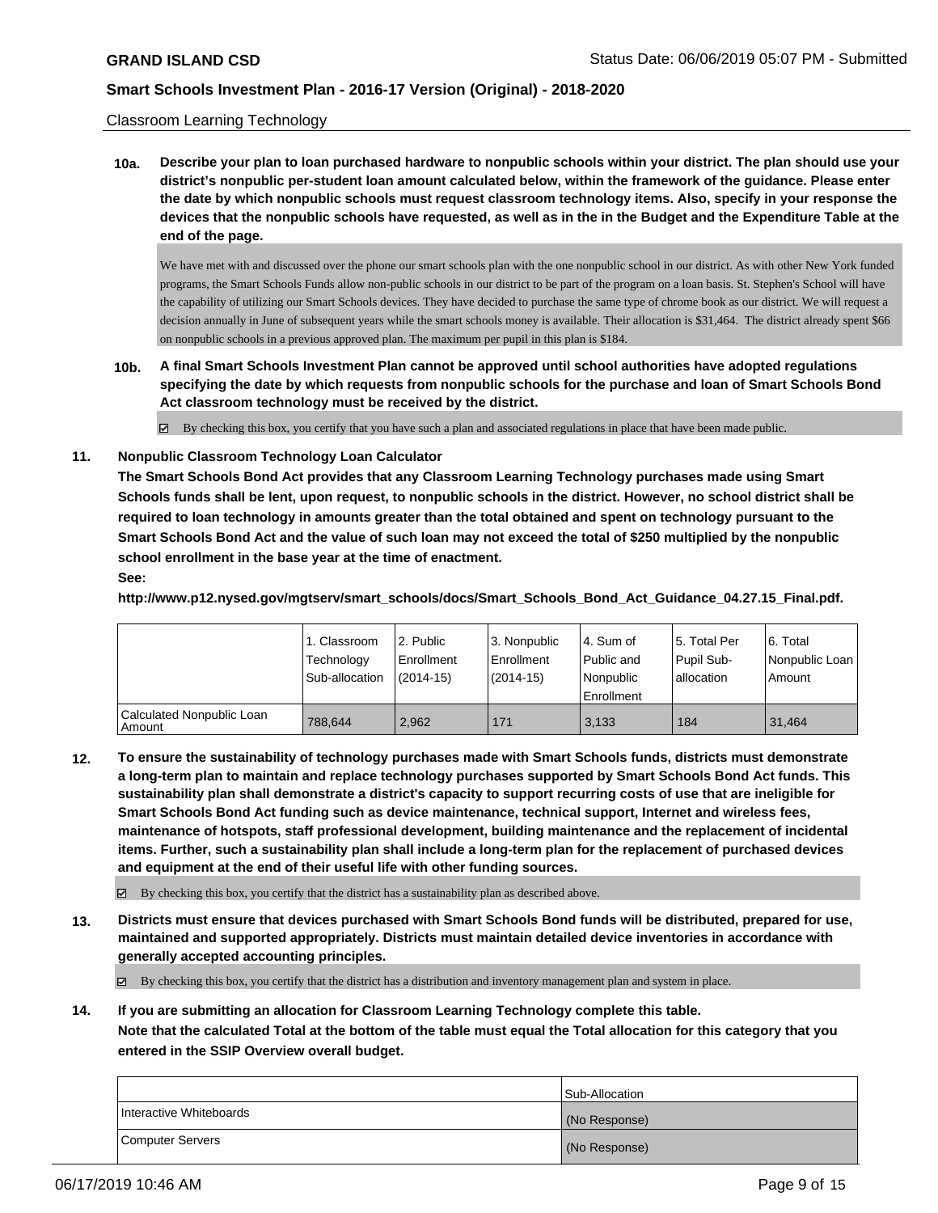Classroom Learning Technology

**10a. Describe your plan to loan purchased hardware to nonpublic schools within your district. The plan should use your district's nonpublic per-student loan amount calculated below, within the framework of the guidance. Please enter the date by which nonpublic schools must request classroom technology items. Also, specify in your response the devices that the nonpublic schools have requested, as well as in the in the Budget and the Expenditure Table at the end of the page.**

We have met with and discussed over the phone our smart schools plan with the one nonpublic school in our district. As with other New York funded programs, the Smart Schools Funds allow non-public schools in our district to be part of the program on a loan basis. St. Stephen's School will have the capability of utilizing our Smart Schools devices. They have decided to purchase the same type of chrome book as our district. We will request a decision annually in June of subsequent years while the smart schools money is available. Their allocation is $31,464. The district already spent $66 on nonpublic schools in a previous approved plan. The maximum per pupil in this plan is $184.

**10b. A final Smart Schools Investment Plan cannot be approved until school authorities have adopted regulations specifying the date by which requests from nonpublic schools for the purchase and loan of Smart Schools Bond Act classroom technology must be received by the district.**

☑ By checking this box, you certify that you have such a plan and associated regulations in place that have been made public.

**11. Nonpublic Classroom Technology Loan Calculator**

**The Smart Schools Bond Act provides that any Classroom Learning Technology purchases made using Smart Schools funds shall be lent, upon request, to nonpublic schools in the district. However, no school district shall be required to loan technology in amounts greater than the total obtained and spent on technology pursuant to the Smart Schools Bond Act and the value of such loan may not exceed the total of $250 multiplied by the nonpublic school enrollment in the base year at the time of enactment.**

**See:**

**http://www.p12.nysed.gov/mgtserv/smart_schools/docs/Smart_Schools_Bond_Act_Guidance_04.27.15_Final.pdf.**

| | 1. Classroom Technology Sub-allocation | 2. Public Enrollment (2014-15) | 3. Nonpublic Enrollment (2014-15) | 4. Sum of Public and Nonpublic Enrollment | 5. Total Per Pupil Sub-allocation | 6. Total Nonpublic Loan Amount |
|---|---|---|---|---|---|---|
| Calculated Nonpublic Loan Amount | 788,644 | 2,962 | 171 | 3,133 | 184 | 31,464 |

**12. To ensure the sustainability of technology purchases made with Smart Schools funds, districts must demonstrate a long-term plan to maintain and replace technology purchases supported by Smart Schools Bond Act funds. This sustainability plan shall demonstrate a district's capacity to support recurring costs of use that are ineligible for Smart Schools Bond Act funding such as device maintenance, technical support, Internet and wireless fees, maintenance of hotspots, staff professional development, building maintenance and the replacement of incidental items. Further, such a sustainability plan shall include a long-term plan for the replacement of purchased devices and equipment at the end of their useful life with other funding sources.**

☑ By checking this box, you certify that the district has a sustainability plan as described above.

**13. Districts must ensure that devices purchased with Smart Schools Bond funds will be distributed, prepared for use, maintained and supported appropriately. Districts must maintain detailed device inventories in accordance with generally accepted accounting principles.**

☑ By checking this box, you certify that the district has a distribution and inventory management plan and system in place.

**14. If you are submitting an allocation for Classroom Learning Technology complete this table. Note that the calculated Total at the bottom of the table must equal the Total allocation for this category that you entered in the SSIP Overview overall budget.**

| | Sub-Allocation |
|---|---|
| Interactive Whiteboards | (No Response) |
| Computer Servers | (No Response) |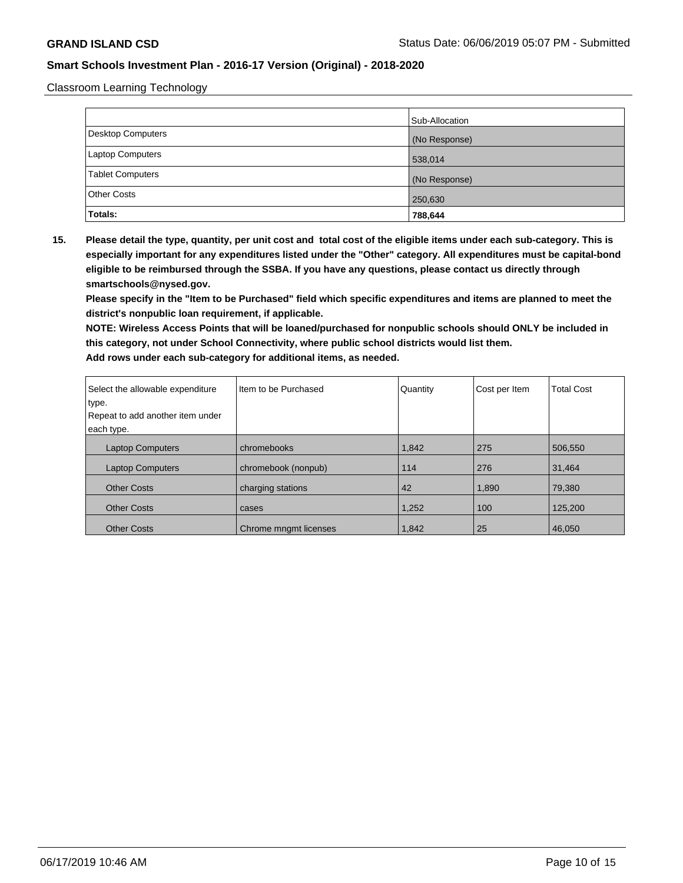Classroom Learning Technology

| | Sub-Allocation |
|---|---|
| Desktop Computers | (No Response) |
| Laptop Computers | 538,014 |
| Tablet Computers | (No Response) |
| Other Costs | 250,630 |
| **Totals:** | **788,644** |

**15. Please detail the type, quantity, per unit cost and total cost of the eligible items under each sub-category. This is especially important for any expenditures listed under the "Other" category. All expenditures must be capital-bond eligible to be reimbursed through the SSBA. If you have any questions, please contact us directly through smartschools@nysed.gov.**

**Please specify in the "Item to be Purchased" field which specific expenditures and items are planned to meet the district's nonpublic loan requirement, if applicable.**

**NOTE: Wireless Access Points that will be loaned/purchased for nonpublic schools should ONLY be included in this category, not under School Connectivity, where public school districts would list them.**

**Add rows under each sub-category for additional items, as needed.**

| Select the allowable expenditure type. Repeat to add another item under each type. | Item to be Purchased | Quantity | Cost per Item | Total Cost |
|---|---|---|---|---|
| Laptop Computers | chromebooks | 1,842 | 275 | 506,550 |
| Laptop Computers | chromebook (nonpub) | 114 | 276 | 31,464 |
| Other Costs | charging stations | 42 | 1,890 | 79,380 |
| Other Costs | cases | 1,252 | 100 | 125,200 |
| Other Costs | Chrome mngmt licenses | 1,842 | 25 | 46,050 |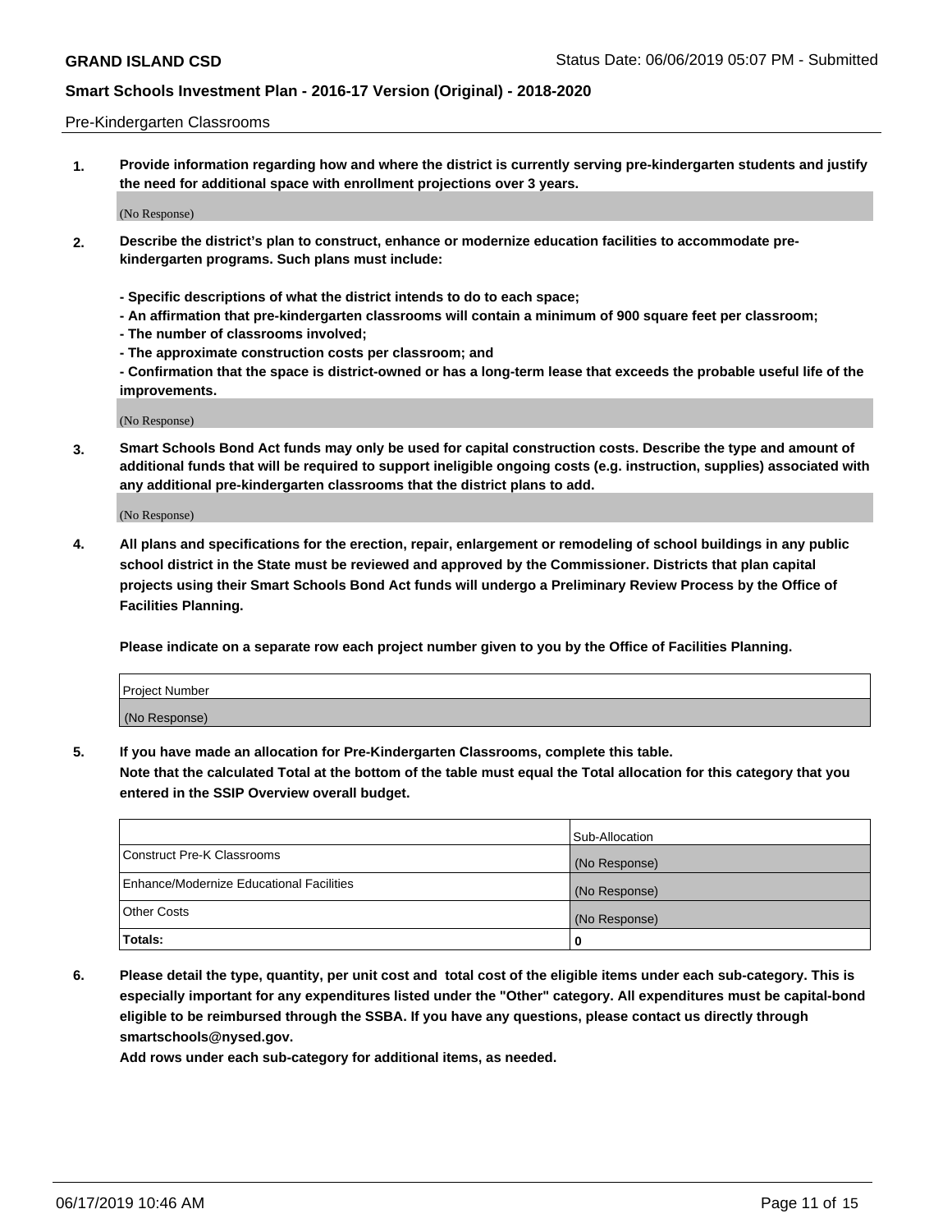Pre-Kindergarten Classrooms

**1. Provide information regarding how and where the district is currently serving pre-kindergarten students and justify the need for additional space with enrollment projections over 3 years.**

(No Response)

**2. Describe the district's plan to construct, enhance or modernize education facilities to accommodate pre-kindergarten programs. Such plans must include:**

**- Specific descriptions of what the district intends to do to each space;**
**- An affirmation that pre-kindergarten classrooms will contain a minimum of 900 square feet per classroom;**
**- The number of classrooms involved;**
**- The approximate construction costs per classroom; and**
**- Confirmation that the space is district-owned or has a long-term lease that exceeds the probable useful life of the improvements.**

(No Response)

**3. Smart Schools Bond Act funds may only be used for capital construction costs. Describe the type and amount of additional funds that will be required to support ineligible ongoing costs (e.g. instruction, supplies) associated with any additional pre-kindergarten classrooms that the district plans to add.**

(No Response)

**4. All plans and specifications for the erection, repair, enlargement or remodeling of school buildings in any public school district in the State must be reviewed and approved by the Commissioner. Districts that plan capital projects using their Smart Schools Bond Act funds will undergo a Preliminary Review Process by the Office of Facilities Planning.**

**Please indicate on a separate row each project number given to you by the Office of Facilities Planning.**

| Project Number |
| --- |
| (No Response) |

**5. If you have made an allocation for Pre-Kindergarten Classrooms, complete this table.**
**Note that the calculated Total at the bottom of the table must equal the Total allocation for this category that you entered in the SSIP Overview overall budget.**

| | Sub-Allocation |
| --- | --- |
| Construct Pre-K Classrooms | (No Response) |
| Enhance/Modernize Educational Facilities | (No Response) |
| Other Costs | (No Response) |
| **Totals:** | **0** |

**6. Please detail the type, quantity, per unit cost and total cost of the eligible items under each sub-category. This is especially important for any expenditures listed under the "Other" category. All expenditures must be capital-bond eligible to be reimbursed through the SSBA. If you have any questions, please contact us directly through smartschools@nysed.gov.**
**Add rows under each sub-category for additional items, as needed.**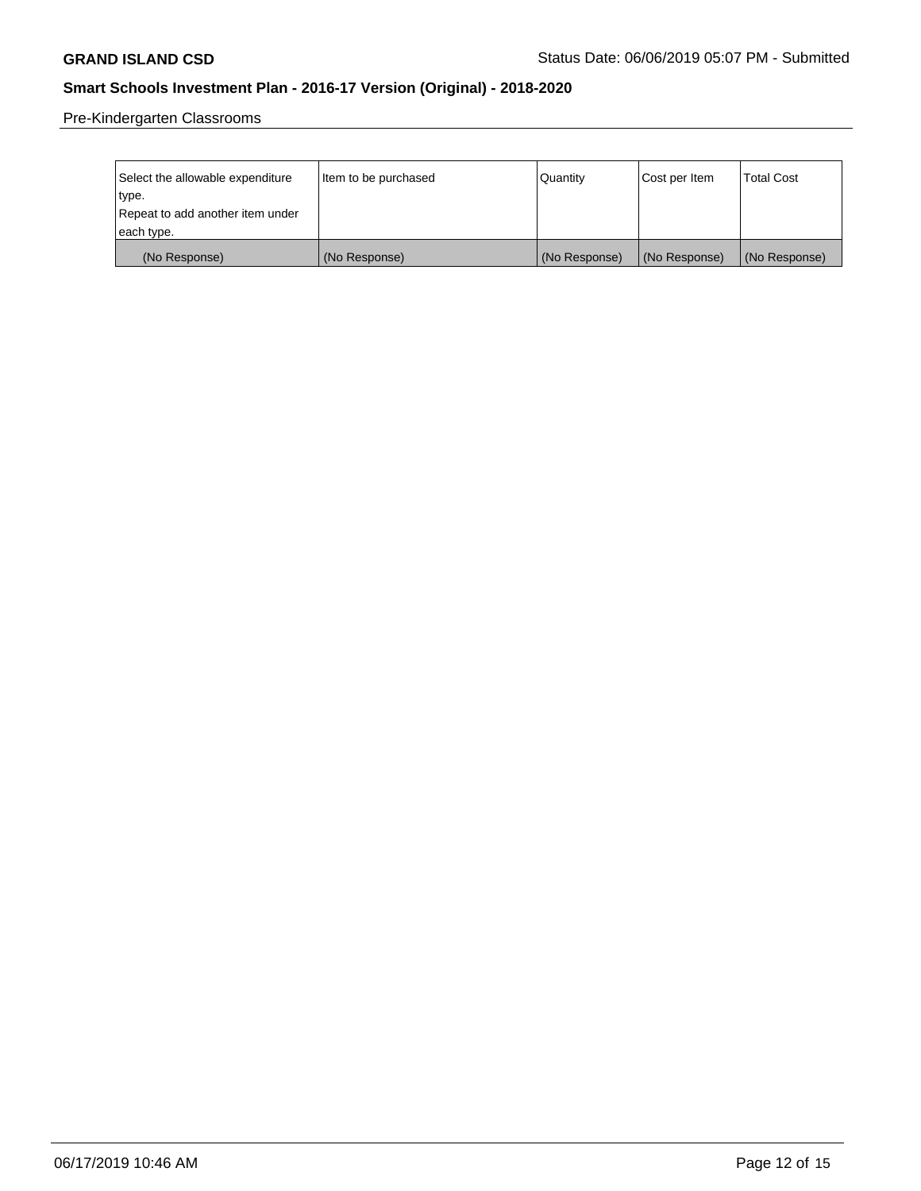Pre-Kindergarten Classrooms

| Select the allowable expenditure type. Repeat to add another item under each type. | Item to be purchased | Quantity | Cost per Item | Total Cost |
| --- | --- | --- | --- | --- |
| (No Response) | (No Response) | (No Response) | (No Response) | (No Response) |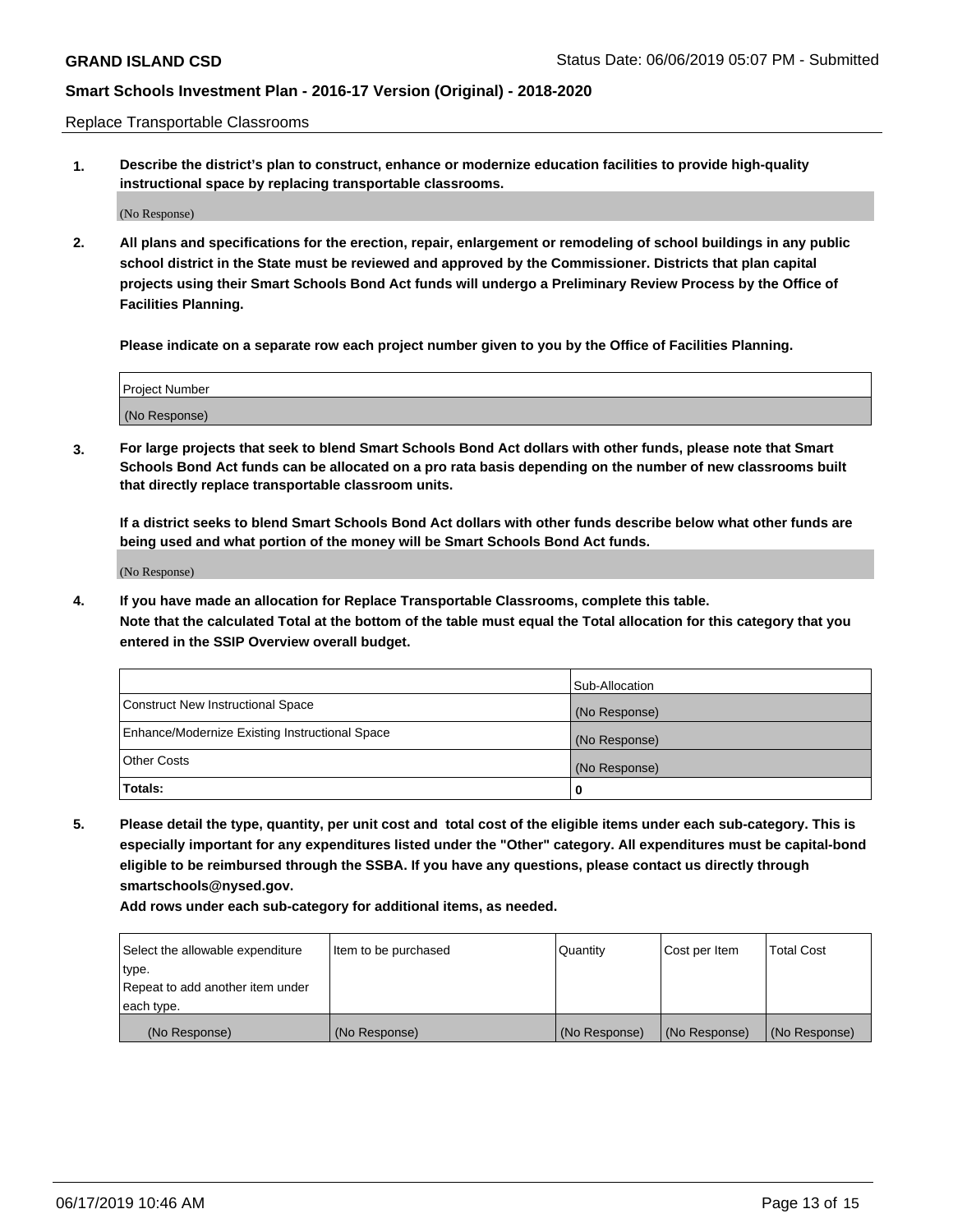Replace Transportable Classrooms

1. **Describe the district's plan to construct, enhance or modernize education facilities to provide high-quality instructional space by replacing transportable classrooms.**

(No Response)

2. **All plans and specifications for the erection, repair, enlargement or remodeling of school buildings in any public school district in the State must be reviewed and approved by the Commissioner. Districts that plan capital projects using their Smart Schools Bond Act funds will undergo a Preliminary Review Process by the Office of Facilities Planning.**

**Please indicate on a separate row each project number given to you by the Office of Facilities Planning.**

| Project Number |
|---|
| (No Response) |

3. **For large projects that seek to blend Smart Schools Bond Act dollars with other funds, please note that Smart Schools Bond Act funds can be allocated on a pro rata basis depending on the number of new classrooms built that directly replace transportable classroom units.**

**If a district seeks to blend Smart Schools Bond Act dollars with other funds describe below what other funds are being used and what portion of the money will be Smart Schools Bond Act funds.**

(No Response)

4. **If you have made an allocation for Replace Transportable Classrooms, complete this table. Note that the calculated Total at the bottom of the table must equal the Total allocation for this category that you entered in the SSIP Overview overall budget.**

| | Sub-Allocation |
|---|---|
| Construct New Instructional Space | (No Response) |
| Enhance/Modernize Existing Instructional Space | (No Response) |
| Other Costs | (No Response) |
| **Totals:** | **0** |

5. **Please detail the type, quantity, per unit cost and total cost of the eligible items under each sub-category. This is especially important for any expenditures listed under the "Other" category. All expenditures must be capital-bond eligible to be reimbursed through the SSBA. If you have any questions, please contact us directly through smartschools@nysed.gov.**

**Add rows under each sub-category for additional items, as needed.**

| Select the allowable expenditure type. Repeat to add another item under each type. | Item to be purchased | Quantity | Cost per Item | Total Cost |
|---|---|---|---|---|
| (No Response) | (No Response) | (No Response) | (No Response) | (No Response) |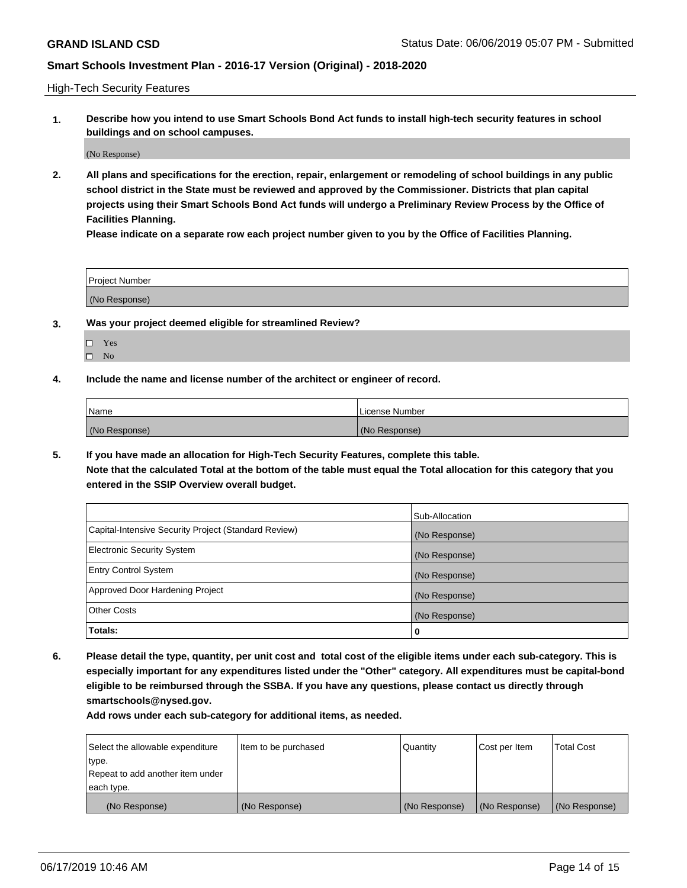High-Tech Security Features

**1. Describe how you intend to use Smart Schools Bond Act funds to install high-tech security features in school buildings and on school campuses.**

(No Response)

**2. All plans and specifications for the erection, repair, enlargement or remodeling of school buildings in any public school district in the State must be reviewed and approved by the Commissioner. Districts that plan capital projects using their Smart Schools Bond Act funds will undergo a Preliminary Review Process by the Office of Facilities Planning.**

**Please indicate on a separate row each project number given to you by the Office of Facilities Planning.**

| Project Number |
| --- |
| (No Response) |

**3. Was your project deemed eligible for streamlined Review?**

- ☐ Yes
- ☐ No

**4. Include the name and license number of the architect or engineer of record.**

| Name | License Number |
| --- | --- |
| (No Response) | (No Response) |

**5. If you have made an allocation for High-Tech Security Features, complete this table.**
**Note that the calculated Total at the bottom of the table must equal the Total allocation for this category that you entered in the SSIP Overview overall budget.**

| | Sub-Allocation |
| --- | --- |
| Capital-Intensive Security Project (Standard Review) | (No Response) |
| Electronic Security System | (No Response) |
| Entry Control System | (No Response) |
| Approved Door Hardening Project | (No Response) |
| Other Costs | (No Response) |
| **Totals:** | **0** |

**6. Please detail the type, quantity, per unit cost and total cost of the eligible items under each sub-category. This is especially important for any expenditures listed under the "Other" category. All expenditures must be capital-bond eligible to be reimbursed through the SSBA. If you have any questions, please contact us directly through smartschools@nysed.gov.**

**Add rows under each sub-category for additional items, as needed.**

| Select the allowable expenditure type. Repeat to add another item under each type. | Item to be purchased | Quantity | Cost per Item | Total Cost |
| --- | --- | --- | --- | --- |
| (No Response) | (No Response) | (No Response) | (No Response) | (No Response) |